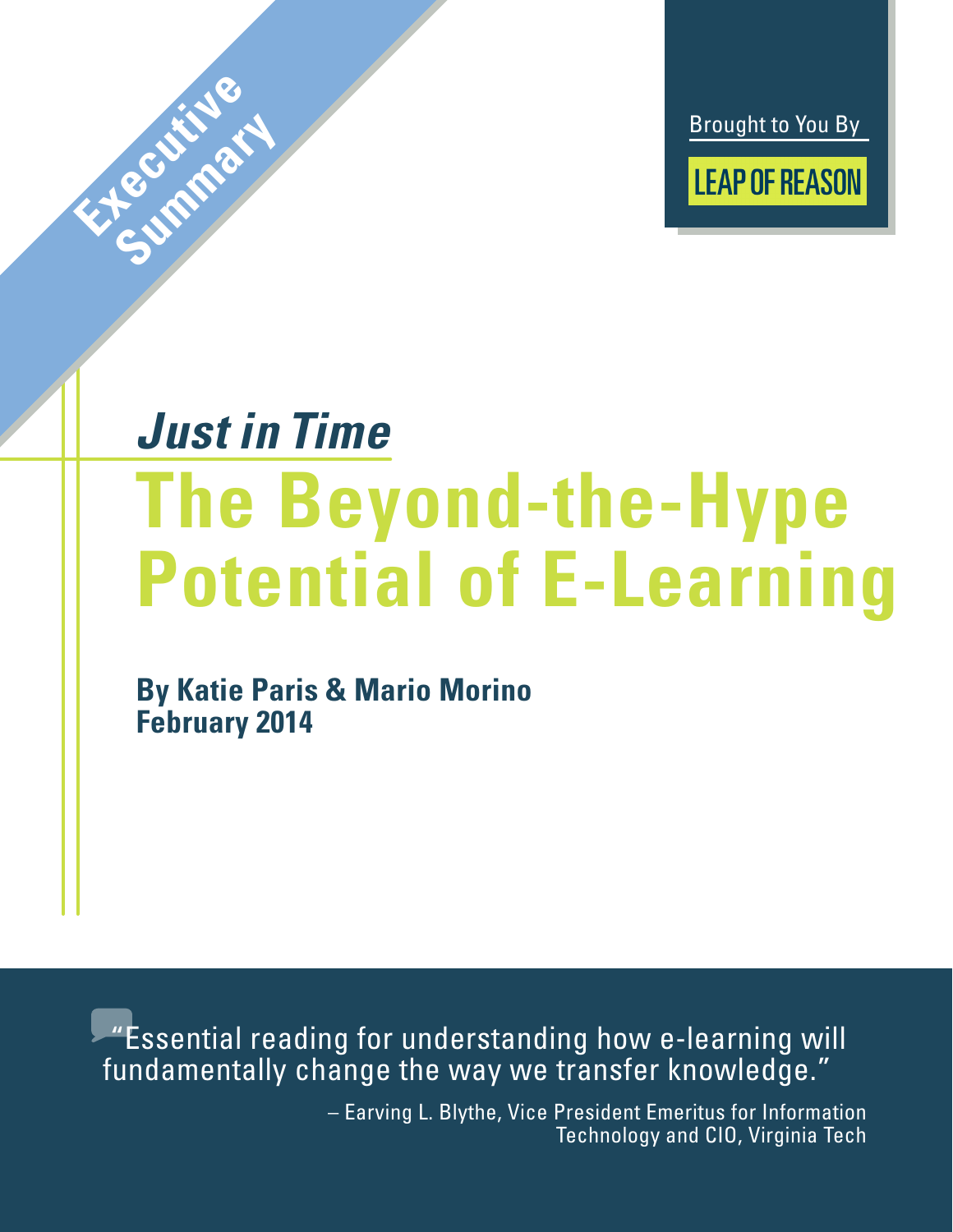Executive Summary

Brought to You By

LEAP OF REASON

*Just in Time*

# The Beyond-the-Hype Potential of E-Learning

**By Katie Paris & Mario Morino**
**February 2014**

"Essential reading for understanding how e-learning will fundamentally change the way we transfer knowledge."

– Earving L. Blythe, Vice President Emeritus for Information Technology and CIO, Virginia Tech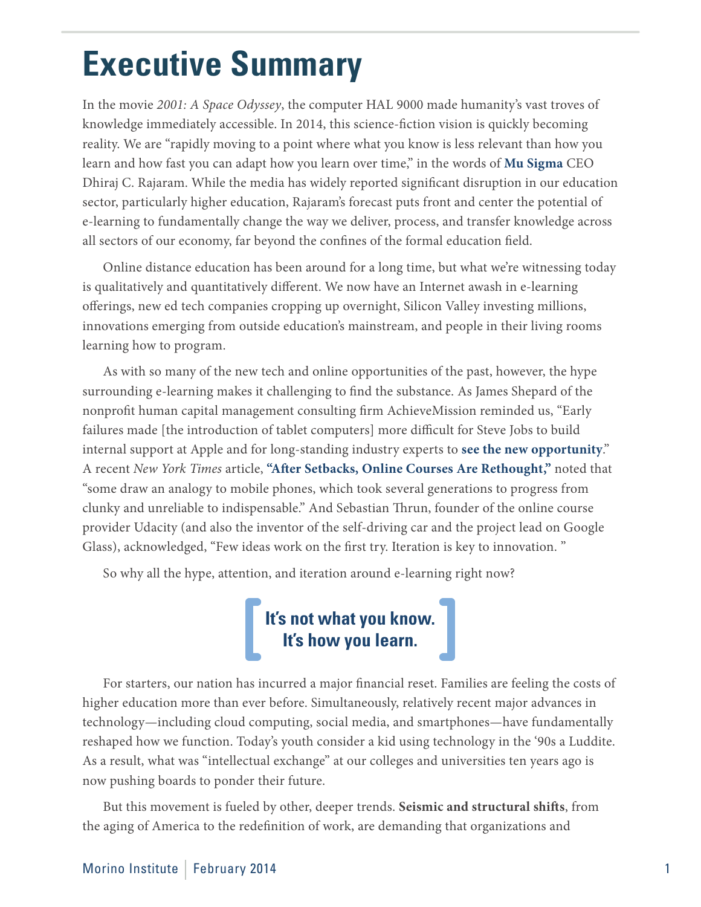# Executive Summary

In the movie *2001: A Space Odyssey*, the computer HAL 9000 made humanity's vast troves of knowledge immediately accessible. In 2014, this science-fiction vision is quickly becoming reality. We are "rapidly moving to a point where what you know is less relevant than how you learn and how fast you can adapt how you learn over time," in the words of **Mu Sigma** CEO Dhiraj C. Rajaram. While the media has widely reported significant disruption in our education sector, particularly higher education, Rajaram's forecast puts front and center the potential of e-learning to fundamentally change the way we deliver, process, and transfer knowledge across all sectors of our economy, far beyond the confines of the formal education field.

Online distance education has been around for a long time, but what we're witnessing today is qualitatively and quantitatively different. We now have an Internet awash in e-learning offerings, new ed tech companies cropping up overnight, Silicon Valley investing millions, innovations emerging from outside education's mainstream, and people in their living rooms learning how to program.

As with so many of the new tech and online opportunities of the past, however, the hype surrounding e-learning makes it challenging to find the substance. As James Shepard of the nonprofit human capital management consulting firm AchieveMission reminded us, "Early failures made [the introduction of tablet computers] more difficult for Steve Jobs to build internal support at Apple and for long-standing industry experts to **see the new opportunity**." A recent *New York Times* article, **"After Setbacks, Online Courses Are Rethought,"** noted that "some draw an analogy to mobile phones, which took several generations to progress from clunky and unreliable to indispensable." And Sebastian Thrun, founder of the online course provider Udacity (and also the inventor of the self-driving car and the project lead on Google Glass), acknowledged, "Few ideas work on the first try. Iteration is key to innovation. "

So why all the hype, attention, and iteration around e-learning right now?

**[ It's not what you know. It's how you learn. ]**

For starters, our nation has incurred a major financial reset. Families are feeling the costs of higher education more than ever before. Simultaneously, relatively recent major advances in technology—including cloud computing, social media, and smartphones—have fundamentally reshaped how we function. Today's youth consider a kid using technology in the '90s a Luddite. As a result, what was "intellectual exchange" at our colleges and universities ten years ago is now pushing boards to ponder their future.

But this movement is fueled by other, deeper trends. **Seismic and structural shifts**, from the aging of America to the redefinition of work, are demanding that organizations and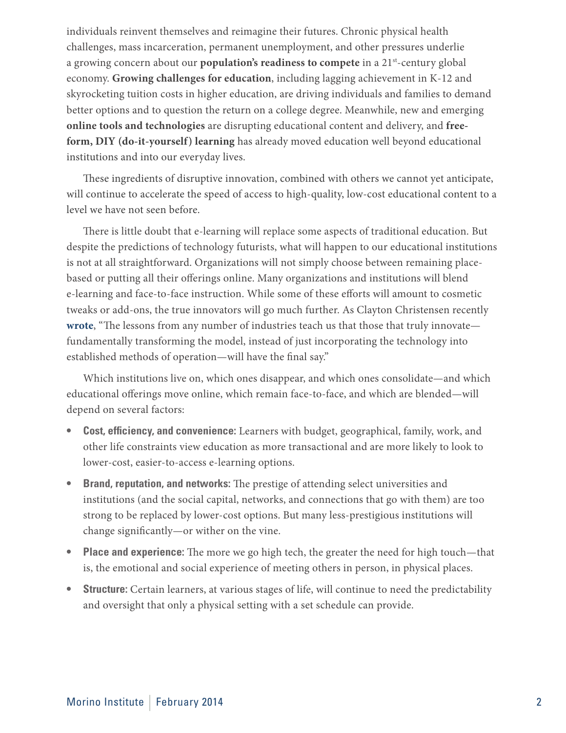individuals reinvent themselves and reimagine their futures. Chronic physical health challenges, mass incarceration, permanent unemployment, and other pressures underlie a growing concern about our **population's readiness to compete** in a 21st-century global economy. **Growing challenges for education**, including lagging achievement in K-12 and skyrocketing tuition costs in higher education, are driving individuals and families to demand better options and to question the return on a college degree. Meanwhile, new and emerging **online tools and technologies** are disrupting educational content and delivery, and **free-form, DIY (do-it-yourself) learning** has already moved education well beyond educational institutions and into our everyday lives.

These ingredients of disruptive innovation, combined with others we cannot yet anticipate, will continue to accelerate the speed of access to high-quality, low-cost educational content to a level we have not seen before.

There is little doubt that e-learning will replace some aspects of traditional education. But despite the predictions of technology futurists, what will happen to our educational institutions is not at all straightforward. Organizations will not simply choose between remaining place-based or putting all their offerings online. Many organizations and institutions will blend e-learning and face-to-face instruction. While some of these efforts will amount to cosmetic tweaks or add-ons, the true innovators will go much further. As Clayton Christensen recently **wrote**, "The lessons from any number of industries teach us that those that truly innovate—fundamentally transforming the model, instead of just incorporating the technology into established methods of operation—will have the final say."

Which institutions live on, which ones disappear, and which ones consolidate—and which educational offerings move online, which remain face-to-face, and which are blended—will depend on several factors:

- **Cost, efficiency, and convenience:** Learners with budget, geographical, family, work, and other life constraints view education as more transactional and are more likely to look to lower-cost, easier-to-access e-learning options.
- **Brand, reputation, and networks:** The prestige of attending select universities and institutions (and the social capital, networks, and connections that go with them) are too strong to be replaced by lower-cost options. But many less-prestigious institutions will change significantly—or wither on the vine.
- **Place and experience:** The more we go high tech, the greater the need for high touch—that is, the emotional and social experience of meeting others in person, in physical places.
- **Structure:** Certain learners, at various stages of life, will continue to need the predictability and oversight that only a physical setting with a set schedule can provide.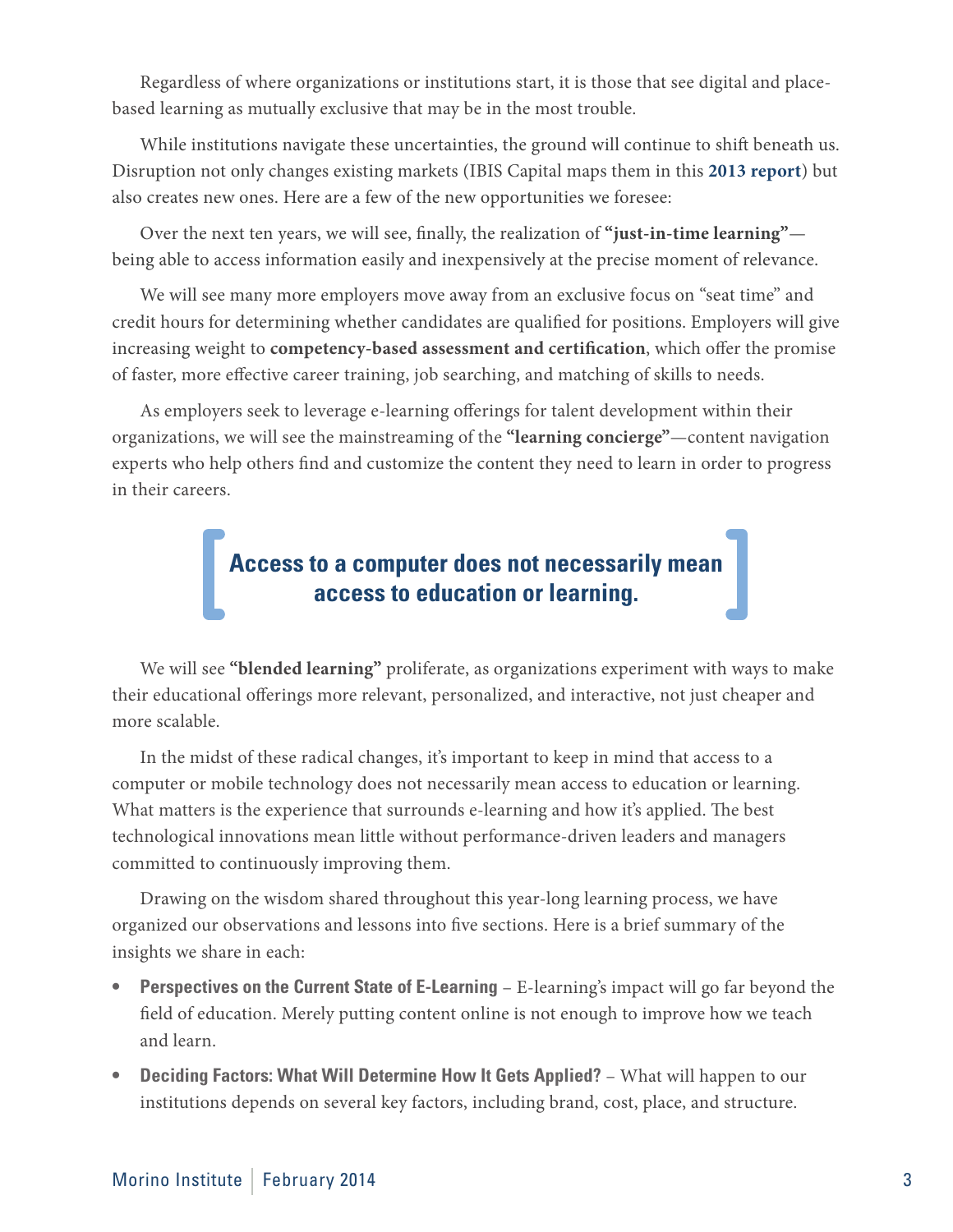Regardless of where organizations or institutions start, it is those that see digital and place-based learning as mutually exclusive that may be in the most trouble.

While institutions navigate these uncertainties, the ground will continue to shift beneath us. Disruption not only changes existing markets (IBIS Capital maps them in this **2013 report**) but also creates new ones. Here are a few of the new opportunities we foresee:

Over the next ten years, we will see, finally, the realization of **"just-in-time learning"**—being able to access information easily and inexpensively at the precise moment of relevance.

We will see many more employers move away from an exclusive focus on "seat time" and credit hours for determining whether candidates are qualified for positions. Employers will give increasing weight to **competency-based assessment and certification**, which offer the promise of faster, more effective career training, job searching, and matching of skills to needs.

As employers seek to leverage e-learning offerings for talent development within their organizations, we will see the mainstreaming of the **"learning concierge"**—content navigation experts who help others find and customize the content they need to learn in order to progress in their careers.

> **Access to a computer does not necessarily mean access to education or learning.**

We will see **"blended learning"** proliferate, as organizations experiment with ways to make their educational offerings more relevant, personalized, and interactive, not just cheaper and more scalable.

In the midst of these radical changes, it's important to keep in mind that access to a computer or mobile technology does not necessarily mean access to education or learning. What matters is the experience that surrounds e-learning and how it's applied. The best technological innovations mean little without performance-driven leaders and managers committed to continuously improving them.

Drawing on the wisdom shared throughout this year-long learning process, we have organized our observations and lessons into five sections. Here is a brief summary of the insights we share in each:

- **Perspectives on the Current State of E-Learning** – E-learning's impact will go far beyond the field of education. Merely putting content online is not enough to improve how we teach and learn.
- **Deciding Factors: What Will Determine How It Gets Applied?** – What will happen to our institutions depends on several key factors, including brand, cost, place, and structure.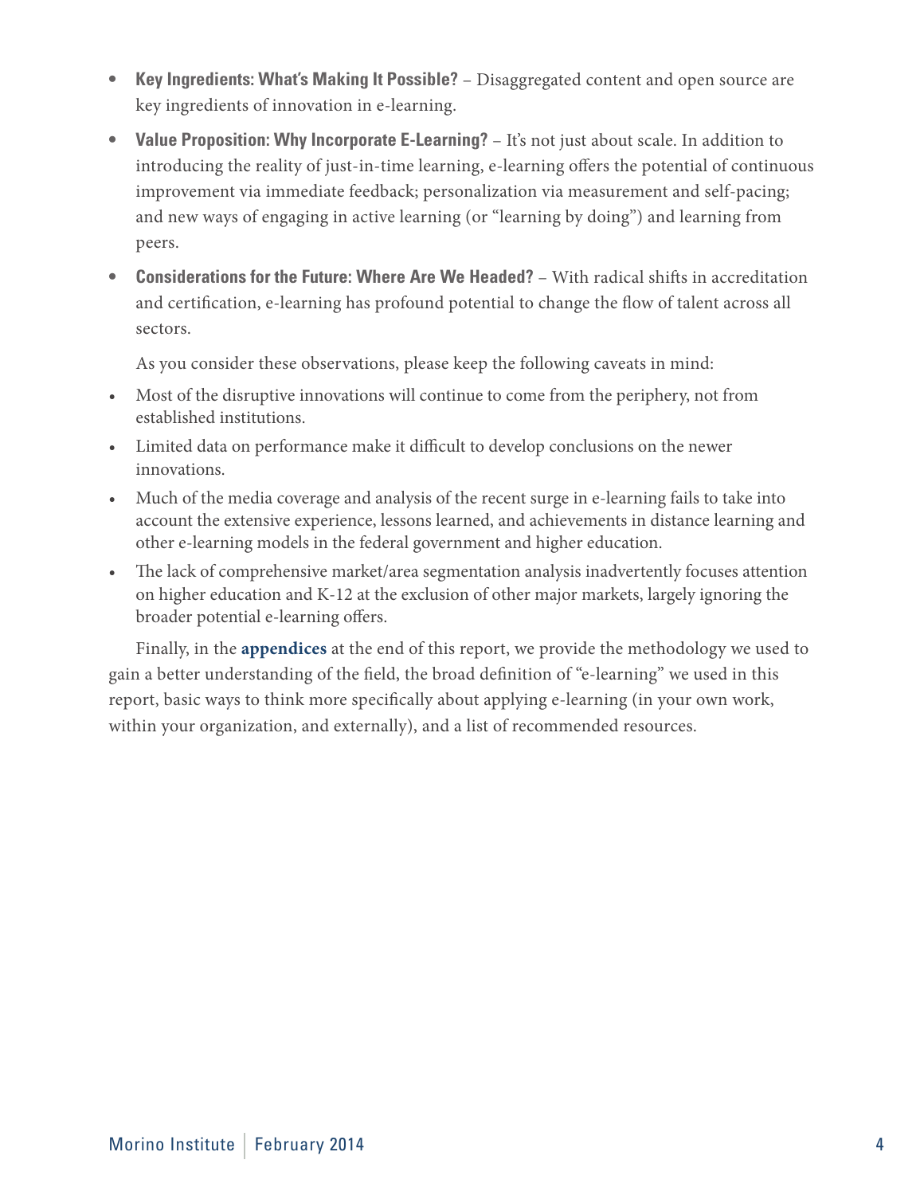- **Key Ingredients: What's Making It Possible?** – Disaggregated content and open source are key ingredients of innovation in e-learning.
- **Value Proposition: Why Incorporate E-Learning?** – It's not just about scale. In addition to introducing the reality of just-in-time learning, e-learning offers the potential of continuous improvement via immediate feedback; personalization via measurement and self-pacing; and new ways of engaging in active learning (or "learning by doing") and learning from peers.
- **Considerations for the Future: Where Are We Headed?** – With radical shifts in accreditation and certification, e-learning has profound potential to change the flow of talent across all sectors.

As you consider these observations, please keep the following caveats in mind:

- Most of the disruptive innovations will continue to come from the periphery, not from established institutions.
- Limited data on performance make it difficult to develop conclusions on the newer innovations.
- Much of the media coverage and analysis of the recent surge in e-learning fails to take into account the extensive experience, lessons learned, and achievements in distance learning and other e-learning models in the federal government and higher education.
- The lack of comprehensive market/area segmentation analysis inadvertently focuses attention on higher education and K-12 at the exclusion of other major markets, largely ignoring the broader potential e-learning offers.

Finally, in the **appendices** at the end of this report, we provide the methodology we used to gain a better understanding of the field, the broad definition of "e-learning" we used in this report, basic ways to think more specifically about applying e-learning (in your own work, within your organization, and externally), and a list of recommended resources.